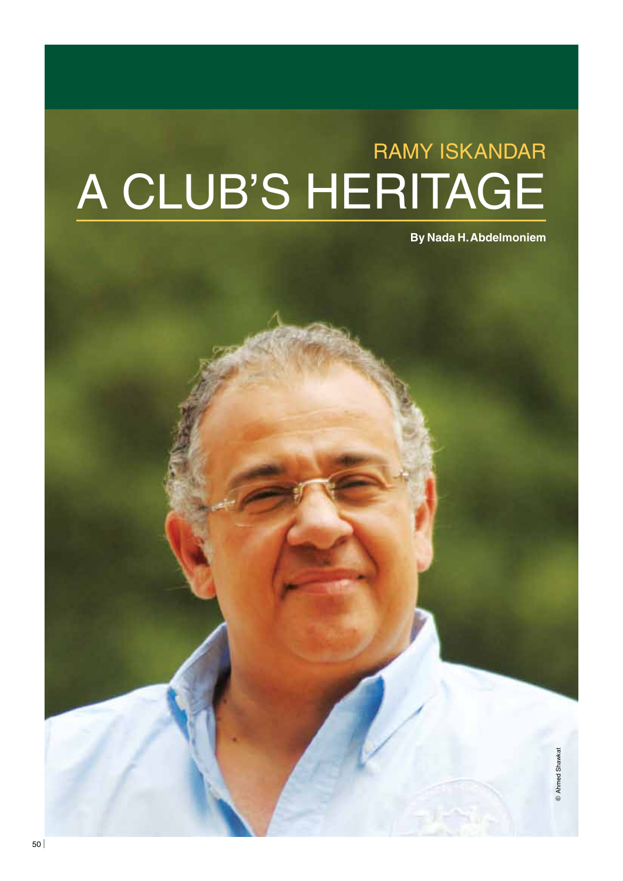## RAMY ISKANDAR

# A CLUB'S HERITAGE

**By Nada H. Abdelmoniem**

© Ahmed Shawkat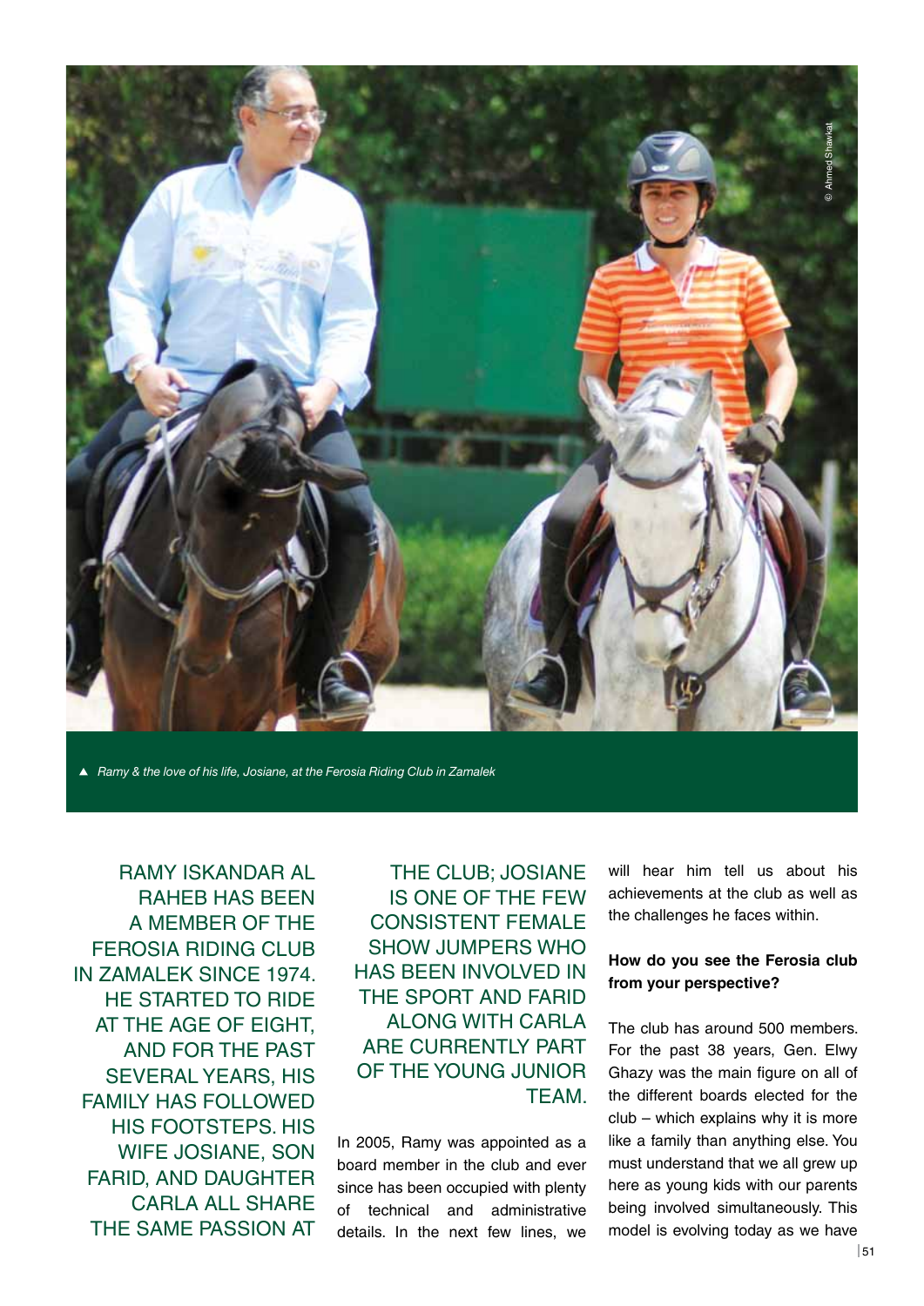▲ *Ramy & the love of his life, Josiane, at the Ferosia Riding Club in Zamalek*

RAMY ISKANDAR AL RAHEB HAS BEEN A MEMBER OF THE FEROSIA RIDING CLUB IN ZAMALEK SINCE 1974. HE STARTED TO RIDE AT THE AGE OF EIGHT, AND FOR THE PAST SEVERAL YEARS, HIS FAMILY HAS FOLLOWED HIS FOOTSTEPS. HIS WIFE JOSIANE, SON FARID, AND DAUGHTER CARLA ALL SHARE THE SAME PASSION AT THE CLUB; JOSIANE IS ONE OF THE FEW CONSISTENT FEMALE SHOW JUMPERS WHO HAS BEEN INVOLVED IN THE SPORT AND FARID ALONG WITH CARLA ARE CURRENTLY PART OF THE YOUNG JUNIOR TEAM.

In 2005, Ramy was appointed as a board member in the club and ever since has been occupied with plenty of technical and administrative details. In the next few lines, we will hear him tell us about his achievements at the club as well as the challenges he faces within.

**How do you see the Ferosia club from your perspective?**

The club has around 500 members. For the past 38 years, Gen. Elwy Ghazy was the main figure on all of the different boards elected for the club – which explains why it is more like a family than anything else. You must understand that we all grew up here as young kids with our parents being involved simultaneously. This model is evolving today as we have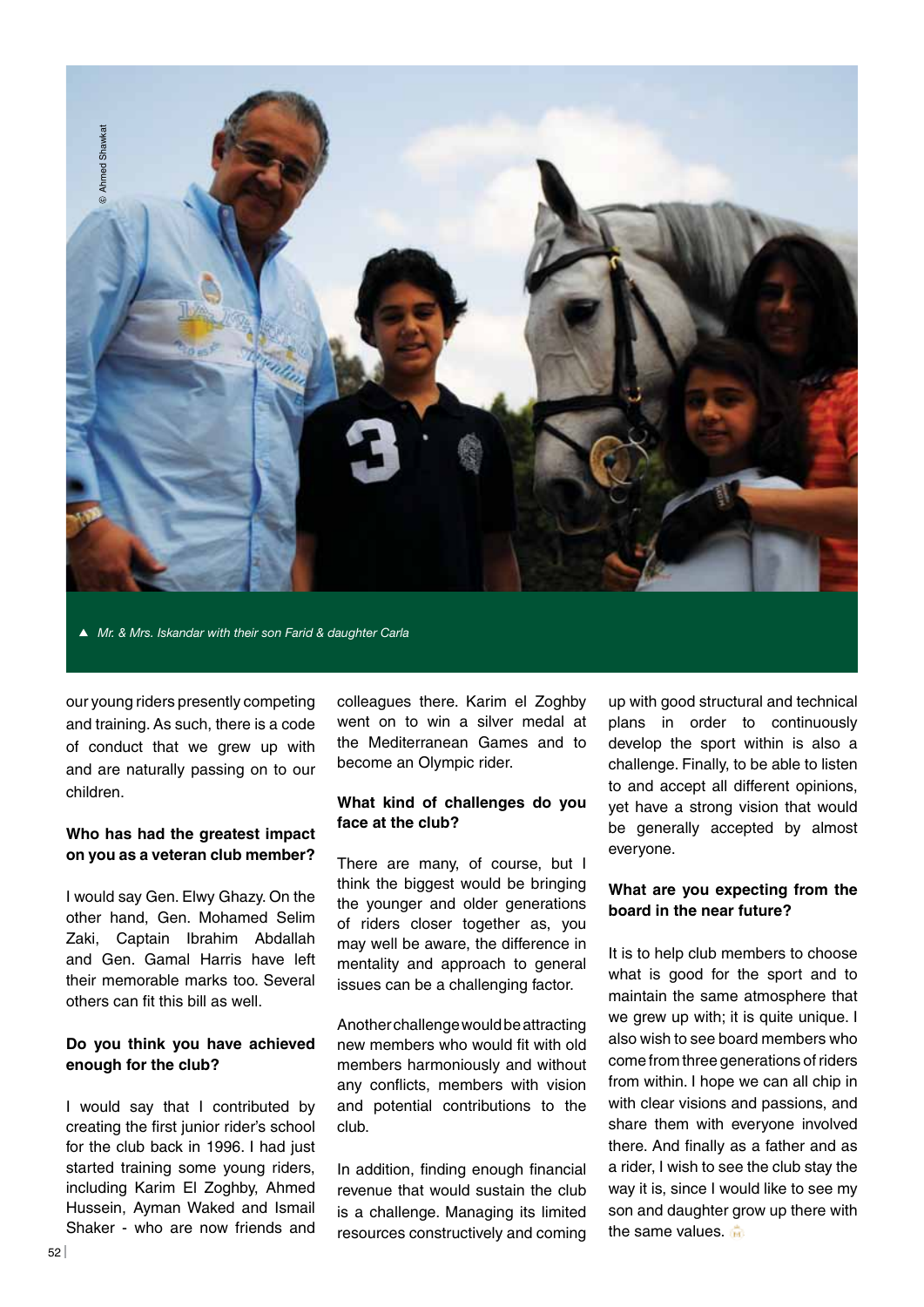▲ *Mr. & Mrs. Iskandar with their son Farid & daughter Carla*

our young riders presently competing and training. As such, there is a code of conduct that we grew up with and are naturally passing on to our children.

**Who has had the greatest impact on you as a veteran club member?**

I would say Gen. Elwy Ghazy. On the other hand, Gen. Mohamed Selim Zaki, Captain Ibrahim Abdallah and Gen. Gamal Harris have left their memorable marks too. Several others can fit this bill as well.

**Do you think you have achieved enough for the club?**

I would say that I contributed by creating the first junior rider's school for the club back in 1996. I had just started training some young riders, including Karim El Zoghby, Ahmed Hussein, Ayman Waked and Ismail Shaker - who are now friends and colleagues there. Karim el Zoghby went on to win a silver medal at the Mediterranean Games and to become an Olympic rider.

**What kind of challenges do you face at the club?**

There are many, of course, but I think the biggest would be bringing the younger and older generations of riders closer together as, you may well be aware, the difference in mentality and approach to general issues can be a challenging factor.

Another challenge would be attracting new members who would fit with old members harmoniously and without any conflicts, members with vision and potential contributions to the club.

In addition, finding enough financial revenue that would sustain the club is a challenge. Managing its limited resources constructively and coming up with good structural and technical plans in order to continuously develop the sport within is also a challenge. Finally, to be able to listen to and accept all different opinions, yet have a strong vision that would be generally accepted by almost everyone.

**What are you expecting from the board in the near future?**

It is to help club members to choose what is good for the sport and to maintain the same atmosphere that we grew up with; it is quite unique. I also wish to see board members who come from three generations of riders from within. I hope we can all chip in with clear visions and passions, and share them with everyone involved there. And finally as a father and as a rider, I wish to see the club stay the way it is, since I would like to see my son and daughter grow up there with the same values.